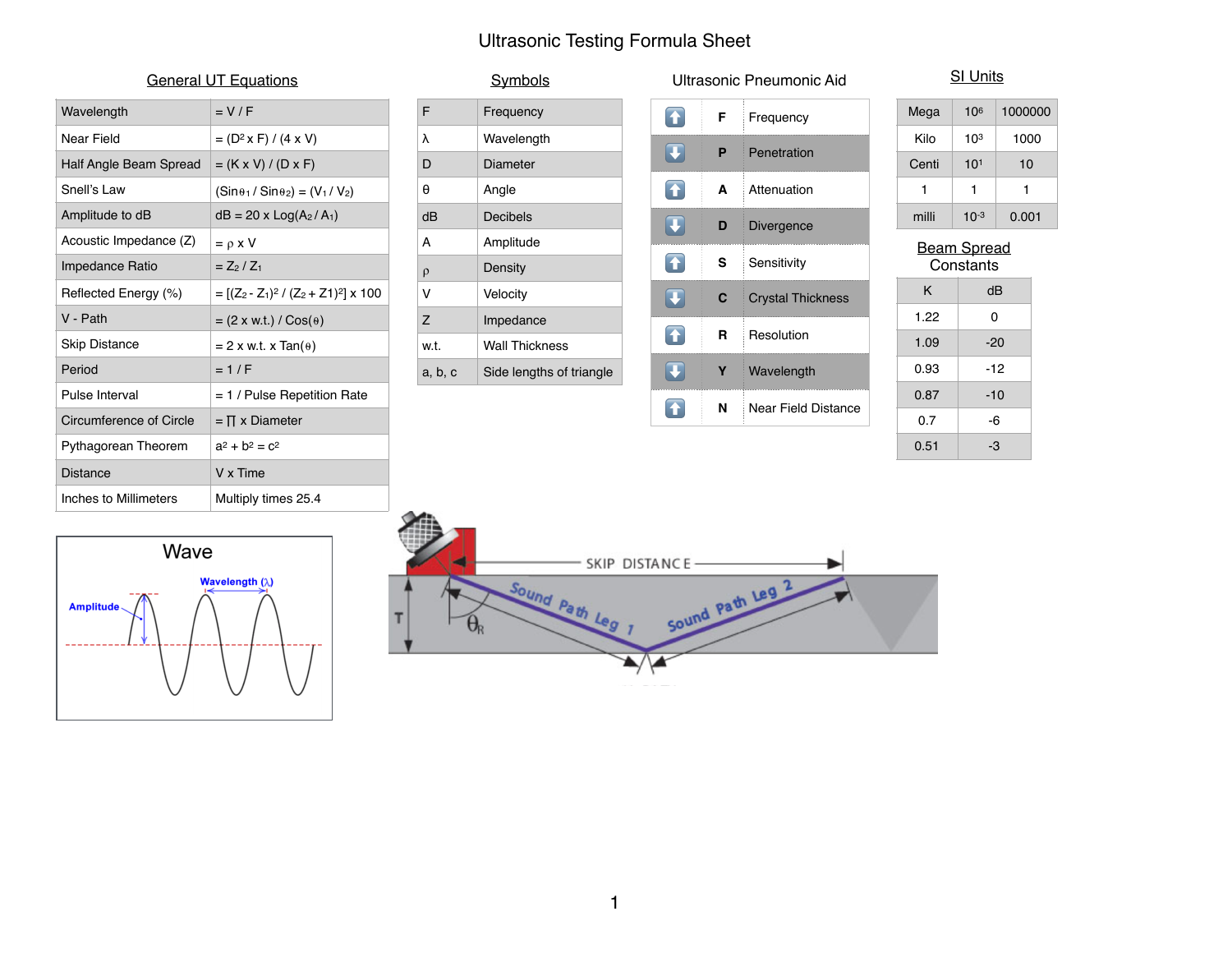# Ultrasonic Testing Formula Sheet

## General UT Equations

| | |
|---|---|
| Wavelength | $= V / F$ |
| Near Field | $= (D^2 \times F) / (4 \times V)$ |
| Half Angle Beam Spread | $= (K \times V) / (D \times F)$ |
| Snell's Law | $(\sin\theta_1 / \sin\theta_2) = (V_1 / V_2)$ |
| Amplitude to dB | $dB = 20 \times \log(A_2 / A_1)$ |
| Acoustic Impedance (Z) | $= \rho \times V$ |
| Impedance Ratio | $= Z_2 / Z_1$ |
| Reflected Energy (%) | $= [(Z_2 - Z_1)^2 / (Z_2 + Z1)^2] \times 100$ |
| V - Path | $= (2 \times w.t.) / \cos(\theta)$ |
| Skip Distance | $= 2 \times w.t. \times \tan(\theta)$ |
| Period | $= 1 / F$ |
| Pulse Interval | = 1 / Pulse Repetition Rate |
| Circumference of Circle | $= \pi \times$ Diameter |
| Pythagorean Theorem | $a^2 + b^2 = c^2$ |
| Distance | V x Time |
| Inches to Millimeters | Multiply times 25.4 |

## Symbols

| | |
|---|---|
| F | Frequency |
| $\lambda$ | Wavelength |
| D | Diameter |
| $\theta$ | Angle |
| dB | Decibels |
| A | Amplitude |
| $\rho$ | Density |
| V | Velocity |
| Z | Impedance |
| w.t. | Wall Thickness |
| a, b, c | Side lengths of triangle |

## Ultrasonic Pneumonic Aid

| | | |
|---|---|---|
| ↑ | F | Frequency |
| ↓ | P | Penetration |
| ↑ | A | Attenuation |
| ↓ | D | Divergence |
| ↑ | S | Sensitivity |
| ↓ | C | Crystal Thickness |
| ↑ | R | Resolution |
| ↓ | Y | Wavelength |
| ↑ | N | Near Field Distance |

## SI Units

| | | |
|---|---|---|
| Mega | $10^6$ | 1000000 |
| Kilo | $10^3$ | 1000 |
| Centi | $10^1$ | 10 |
| 1 | 1 | 1 |
| milli | $10^{-3}$ | 0.001 |

## Beam Spread Constants

| K | dB |
|---|---|
| 1.22 | 0 |
| 1.09 | -20 |
| 0.93 | -12 |
| 0.87 | -10 |
| 0.7 | -6 |
| 0.51 | -3 |

Wave

Amplitude

Wavelength ($\lambda$)

SKIP DISTANCE

T

$\theta_R$

Sound Path Leg 1

Sound Path Leg 2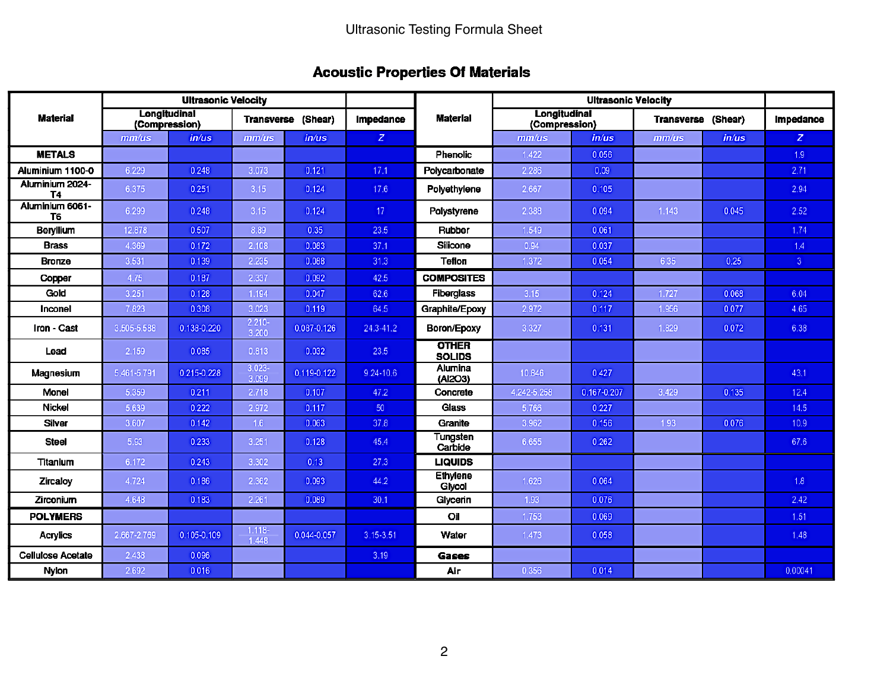# Ultrasonic Testing Formula Sheet

## Acoustic Properties Of Materials

| Material | Ultrasonic Velocity | | | | | Material | Ultrasonic Velocity | | | | |
|---|---|---|---|---|---|---|---|---|---|---|---|
| | Longitudinal (Compression) | | Transverse (Shear) | | Impedance | | Longitudinal (Compression) | | Transverse (Shear) | | Impedance |
| | *mm/us* | *in/us* | *mm/us* | *in/us* | *Z* | | *mm/us* | *in/us* | *mm/us* | *in/us* | *Z* |
| **METALS** | | | | | | Phenolic | 1.422 | 0.056 | | | 1.9 |
| Aluminium 1100-0 | 6.229 | 0.248 | 3.073 | 0.121 | 17.1 | Polycarbonate | 2.286 | 0.09 | | | 2.71 |
| Aluminium 2024-T4 | 6.375 | 0.251 | 3.15 | 0.124 | 17.6 | Polyethylene | 2.667 | 0.105 | | | 2.94 |
| Aluminium 6061-T6 | 6.299 | 0.248 | 3.15 | 0.124 | 17 | Polystyrene | 2.388 | 0.094 | 1.143 | 0.045 | 2.52 |
| Beryllium | 12.878 | 0.507 | 8.89 | 0.35 | 23.5 | Rubber | 1.549 | 0.061 | | | 1.74 |
| Brass | 4.369 | 0.172 | 2.108 | 0.083 | 37.1 | Silicone | 0.94 | 0.037 | | | 1.4 |
| Bronze | 3.531 | 0.139 | 2.235 | 0.088 | 31.3 | Teflon | 1.372 | 0.054 | 6.35 | 0.25 | 3 |
| Copper | 4.75 | 0.187 | 2.337 | 0.092 | 42.5 | **COMPOSITES** | | | | | |
| Gold | 3.251 | 0.128 | 1.194 | 0.047 | 62.6 | Fiberglass | 3.15 | 0.124 | 1.727 | 0.068 | 6.04 |
| Inconel | 7.823 | 0.308 | 3.023 | 0.119 | 64.5 | Graphite/Epoxy | 2.972 | 0.117 | 1.956 | 0.077 | 4.65 |
| Iron - Cast | 3.505-5.588 | 0.138-0.220 | 2.210-3.200 | 0.087-0.126 | 24.3-41.2 | Boron/Epoxy | 3.327 | 0.131 | 1.829 | 0.072 | 6.38 |
| Lead | 2.159 | 0.085 | 0.813 | 0.032 | 23.5 | **OTHER SOLIDS** | | | | | |
| Magnesium | 5.461-5.791 | 0.215-0.228 | 3.023-3.099 | 0.119-0.122 | 9.24-10.6 | Alumina ($Al_2O_3$) | 10.846 | 0.427 | | | 43.1 |
| Monel | 5.359 | 0.211 | 2.718 | 0.107 | 47.2 | Concrete | 4.242-5.258 | 0.167-0.207 | 3.429 | 0.135 | 12.4 |
| Nickel | 5.639 | 0.222 | 2.972 | 0.117 | 50 | Glass | 5.766 | 0.227 | | | 14.5 |
| Silver | 3.607 | 0.142 | 1.6 | 0.063 | 37.8 | Granite | 3.962 | 0.156 | 1.93 | 0.076 | 10.9 |
| Steel | 5.93 | 0.233 | 3.251 | 0.128 | 45.4 | Tungsten Carbide | 6.655 | 0.262 | | | 67.6 |
| Titanium | 6.172 | 0.243 | 3.302 | 0.13 | 27.3 | **LIQUIDS** | | | | | |
| Zircaloy | 4.724 | 0.186 | 2.362 | 0.093 | 44.2 | Ethylene Glycol | 1.626 | 0.064 | | | 1.8 |
| Zirconium | 4.648 | 0.183 | 2.261 | 0.089 | 30.1 | Glycerin | 1.93 | 0.076 | | | 2.42 |
| **POLYMERS** | | | | | | Oil | 1.753 | 0.069 | | | 1.51 |
| Acrylics | 2.667-2.769 | 0.105-0.109 | 1.118-1.448 | 0.044-0.057 | 3.15-3.51 | Water | 1.473 | 0.058 | | | 1.48 |
| Cellulose Acetate | 2.438 | 0.096 | | | 3.19 | **Gases** | | | | | |
| Nylon | 2.692 | 0.016 | | | | Air | 0.356 | 0.014 | | | 0.00041 |